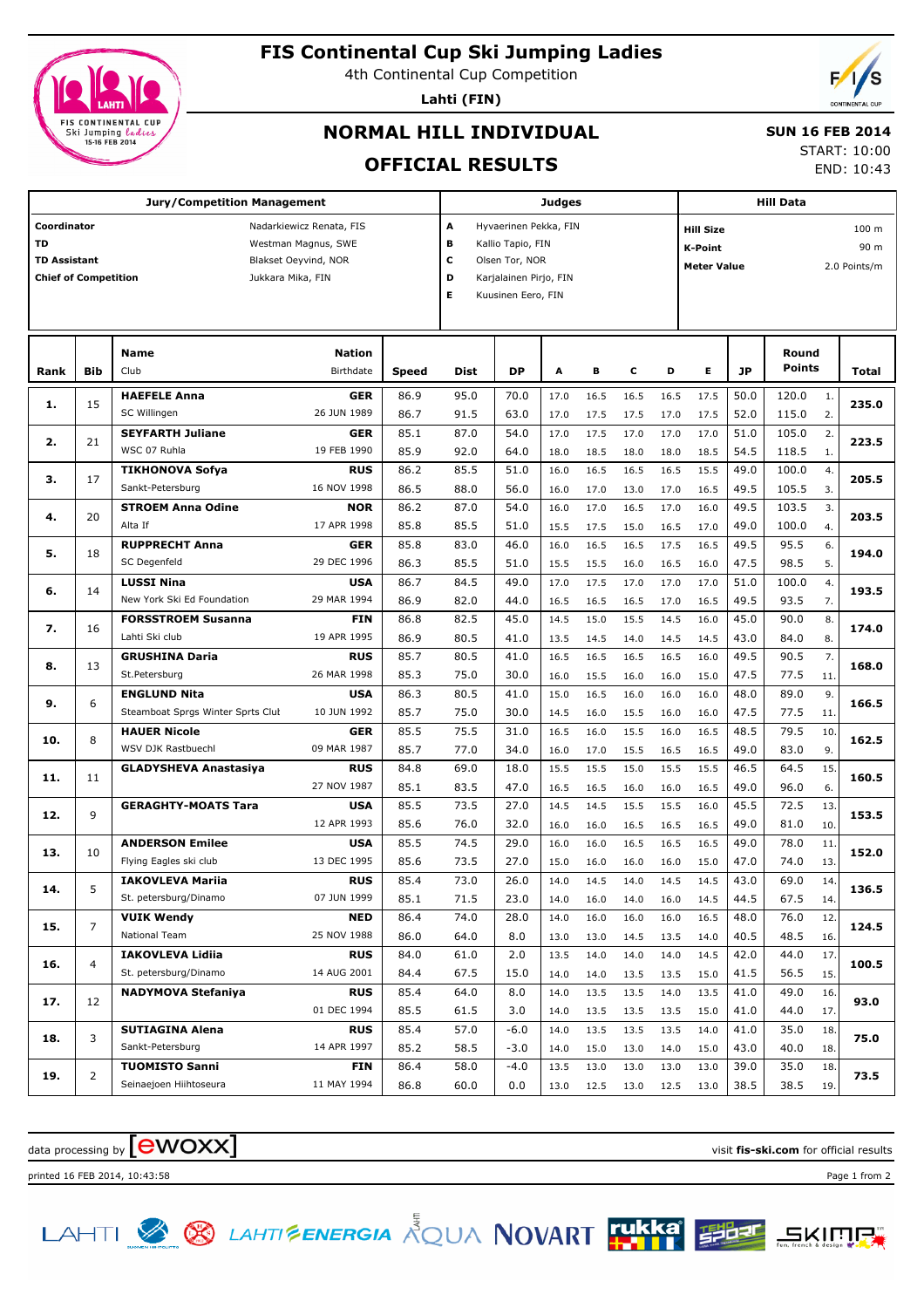# FIS Continental Cup Ski Jumping Ladies

4th Continental Cup Competition

**Lahti (FIN)**

## NORMAL HILL INDIVIDUAL

## OFFICIAL RESULTS

**SUN 16 FEB 2014**

START: 10:00

END: 10:43

| Jury/Competition Management | | Judges | | Hill Data | |
|---|---|---|---|---|---|
| **Coordinator** | Nadarkiewicz Renata, FIS | A | Hyvaerinen Pekka, FIN | **Hill Size** | 100 m |
| **TD** | Westman Magnus, SWE | B | Kallio Tapio, FIN | **K-Point** | 90 m |
| **TD Assistant** | Blakset Oeyvind, NOR | C | Olsen Tor, NOR | **Meter Value** | 2.0 Points/m |
| **Chief of Competition** | Jukkara Mika, FIN | D | Karjalainen Pirjo, FIN | | |
| | | E | Kuusinen Eero, FIN | | |

| Rank | Bib | Name / Club | Nation / Birthdate | Speed | Dist | DP | A | B | C | D | E | JP | Round Points | | Total |
|---|---|---|---|---|---|---|---|---|---|---|---|---|---|---|---|
| **1.** | 15 | **HAEFELE Anna** | **GER** | 86.9 | 95.0 | 70.0 | 17.0 | 16.5 | 16.5 | 16.5 | 17.5 | 50.0 | 120.0 | 1. | **235.0** |
| | | SC Willingen | 26 JUN 1989 | 86.7 | 91.5 | 63.0 | 17.0 | 17.5 | 17.5 | 17.0 | 17.5 | 52.0 | 115.0 | 2. | |
| **2.** | 21 | **SEYFARTH Juliane** | **GER** | 85.1 | 87.0 | 54.0 | 17.0 | 17.5 | 17.0 | 17.0 | 17.0 | 51.0 | 105.0 | 2. | **223.5** |
| | | WSC 07 Ruhla | 19 FEB 1990 | 85.9 | 92.0 | 64.0 | 18.0 | 18.5 | 18.0 | 18.0 | 18.5 | 54.5 | 118.5 | 1. | |
| **3.** | 17 | **TIKHONOVA Sofya** | **RUS** | 86.2 | 85.5 | 51.0 | 16.0 | 16.5 | 16.5 | 16.5 | 15.5 | 49.0 | 100.0 | 4. | **205.5** |
| | | Sankt-Petersburg | 16 NOV 1998 | 86.5 | 88.0 | 56.0 | 16.0 | 17.0 | 13.0 | 17.0 | 16.5 | 49.5 | 105.5 | 3. | |
| **4.** | 20 | **STROEM Anna Odine** | **NOR** | 86.2 | 87.0 | 54.0 | 16.0 | 17.0 | 16.5 | 17.0 | 16.0 | 49.5 | 103.5 | 3. | **203.5** |
| | | Alta If | 17 APR 1998 | 85.8 | 85.5 | 51.0 | 15.5 | 17.5 | 15.0 | 16.5 | 17.0 | 49.0 | 100.0 | 4. | |
| **5.** | 18 | **RUPPRECHT Anna** | **GER** | 85.8 | 83.0 | 46.0 | 16.0 | 16.5 | 16.5 | 17.5 | 16.5 | 49.5 | 95.5 | 6. | **194.0** |
| | | SC Degenfeld | 29 DEC 1996 | 86.3 | 85.5 | 51.0 | 15.5 | 15.5 | 16.0 | 16.5 | 16.0 | 47.5 | 98.5 | 5. | |
| **6.** | 14 | **LUSSI Nina** | **USA** | 86.7 | 84.5 | 49.0 | 17.0 | 17.5 | 17.0 | 17.0 | 17.0 | 51.0 | 100.0 | 4. | **193.5** |
| | | New York Ski Ed Foundation | 29 MAR 1994 | 86.9 | 82.0 | 44.0 | 16.5 | 16.5 | 16.5 | 17.0 | 16.5 | 49.5 | 93.5 | 7. | |
| **7.** | 16 | **FORSSTROEM Susanna** | **FIN** | 86.8 | 82.5 | 45.0 | 14.5 | 15.0 | 15.5 | 14.5 | 16.0 | 45.0 | 90.0 | 8. | **174.0** |
| | | Lahti Ski club | 19 APR 1995 | 86.9 | 80.5 | 41.0 | 13.5 | 14.5 | 14.0 | 14.5 | 14.5 | 43.0 | 84.0 | 8. | |
| **8.** | 13 | **GRUSHINA Daria** | **RUS** | 85.7 | 80.5 | 41.0 | 16.5 | 16.5 | 16.5 | 16.5 | 16.0 | 49.5 | 90.5 | 7. | **168.0** |
| | | St.Petersburg | 26 MAR 1998 | 85.3 | 75.0 | 30.0 | 16.0 | 15.5 | 16.0 | 16.0 | 15.0 | 47.5 | 77.5 | 11. | |
| **9.** | 6 | **ENGLUND Nita** | **USA** | 86.3 | 80.5 | 41.0 | 15.0 | 16.5 | 16.0 | 16.0 | 16.0 | 48.0 | 89.0 | 9. | **166.5** |
| | | Steamboat Sprgs Winter Sprts Clut | 10 JUN 1992 | 85.7 | 75.0 | 30.0 | 14.5 | 16.0 | 15.5 | 16.0 | 16.0 | 47.5 | 77.5 | 11. | |
| **10.** | 8 | **HAUER Nicole** | **GER** | 85.5 | 75.5 | 31.0 | 16.5 | 16.0 | 15.5 | 16.0 | 16.5 | 48.5 | 79.5 | 10. | **162.5** |
| | | WSV DJK Rastbuechl | 09 MAR 1987 | 85.7 | 77.0 | 34.0 | 16.0 | 17.0 | 15.5 | 16.5 | 16.5 | 49.0 | 83.0 | 9. | |
| **11.** | 11 | **GLADYSHEVA Anastasiya** | **RUS** | 84.8 | 69.0 | 18.0 | 15.5 | 15.5 | 15.0 | 15.5 | 15.5 | 46.5 | 64.5 | 15. | **160.5** |
| | | | 27 NOV 1987 | 85.1 | 83.5 | 47.0 | 16.5 | 16.5 | 16.0 | 16.0 | 16.5 | 49.0 | 96.0 | 6. | |
| **12.** | 9 | **GERAGHTY-MOATS Tara** | **USA** | 85.5 | 73.5 | 27.0 | 14.5 | 14.5 | 15.5 | 15.5 | 16.0 | 45.5 | 72.5 | 13. | **153.5** |
| | | | 12 APR 1993 | 85.6 | 76.0 | 32.0 | 16.0 | 16.0 | 16.5 | 16.5 | 16.5 | 49.0 | 81.0 | 10. | |
| **13.** | 10 | **ANDERSON Emilee** | **USA** | 85.5 | 74.5 | 29.0 | 16.0 | 16.0 | 16.5 | 16.5 | 16.5 | 49.0 | 78.0 | 11. | **152.0** |
| | | Flying Eagles ski club | 13 DEC 1995 | 85.6 | 73.5 | 27.0 | 15.0 | 16.0 | 16.0 | 16.0 | 15.0 | 47.0 | 74.0 | 13. | |
| **14.** | 5 | **IAKOVLEVA Mariia** | **RUS** | 85.4 | 73.0 | 26.0 | 14.0 | 14.5 | 14.0 | 14.5 | 14.5 | 43.0 | 69.0 | 14. | **136.5** |
| | | St. petersburg/Dinamo | 07 JUN 1999 | 85.1 | 71.5 | 23.0 | 14.0 | 16.0 | 14.0 | 16.0 | 14.5 | 44.5 | 67.5 | 14. | |
| **15.** | 7 | **VUIK Wendy** | **NED** | 86.4 | 74.0 | 28.0 | 14.0 | 16.0 | 16.0 | 16.0 | 16.5 | 48.0 | 76.0 | 12. | **124.5** |
| | | National Team | 25 NOV 1988 | 86.0 | 64.0 | 8.0 | 13.0 | 13.0 | 14.5 | 13.5 | 14.0 | 40.5 | 48.5 | 16. | |
| **16.** | 4 | **IAKOVLEVA Lidiia** | **RUS** | 84.0 | 61.0 | 2.0 | 13.5 | 14.0 | 14.0 | 14.0 | 14.5 | 42.0 | 44.0 | 17. | **100.5** |
| | | St. petersburg/Dinamo | 14 AUG 2001 | 84.4 | 67.5 | 15.0 | 14.0 | 14.0 | 13.5 | 13.5 | 15.0 | 41.5 | 56.5 | 15. | |
| **17.** | 12 | **NADYMOVA Stefaniya** | **RUS** | 85.4 | 64.0 | 8.0 | 14.0 | 13.5 | 13.5 | 14.0 | 13.5 | 41.0 | 49.0 | 16. | **93.0** |
| | | | 01 DEC 1994 | 85.5 | 61.5 | 3.0 | 14.0 | 13.5 | 13.5 | 13.5 | 15.0 | 41.0 | 44.0 | 17. | |
| **18.** | 3 | **SUTIAGINA Alena** | **RUS** | 85.4 | 57.0 | -6.0 | 14.0 | 13.5 | 13.5 | 13.5 | 14.0 | 41.0 | 35.0 | 18. | **75.0** |
| | | Sankt-Petersburg | 14 APR 1997 | 85.2 | 58.5 | -3.0 | 14.0 | 15.0 | 13.0 | 14.0 | 15.0 | 43.0 | 40.0 | 18. | |
| **19.** | 2 | **TUOMISTO Sanni** | **FIN** | 86.4 | 58.0 | -4.0 | 13.5 | 13.0 | 13.0 | 13.0 | 13.0 | 39.0 | 35.0 | 18. | **73.5** |
| | | Seinaejoen Hiihtoseura | 11 MAY 1994 | 86.8 | 60.0 | 0.0 | 13.0 | 12.5 | 13.0 | 12.5 | 13.0 | 38.5 | 38.5 | 19. | |

data processing by ewoxx — visit **fis-ski.com** for official results

printed 16 FEB 2014, 10:43:58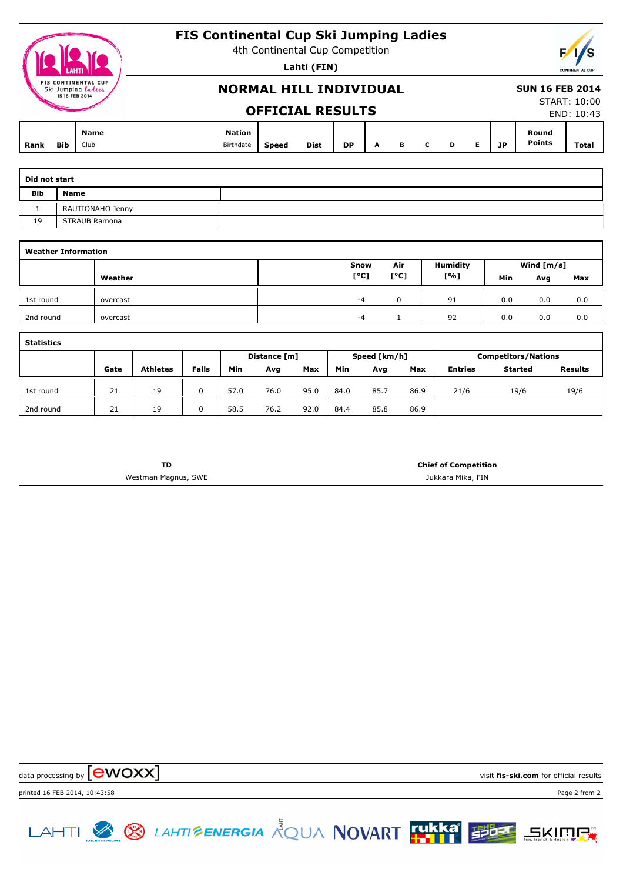# FIS Continental Cup Ski Jumping Ladies

4th Continental Cup Competition

**Lahti (FIN)**

## NORMAL HILL INDIVIDUAL

## OFFICIAL RESULTS

**SUN 16 FEB 2014**

START: 10:00

END: 10:43

| Rank | Bib | Name Club | Nation Birthdate | Speed | Dist | DP | A | B | C | D | E | JP | Round Points | Total |
|---|---|---|---|---|---|---|---|---|---|---|---|---|---|---|

**Did not start**

| Bib | Name |
|---|---|
| 1 | RAUTIONAHO Jenny |
| 19 | STRAUB Ramona |

**Weather Information**

| | Weather | Snow [°C] | Air [°C] | Humidity [%] | Wind [m/s] Min | Wind [m/s] Avg | Wind [m/s] Max |
|---|---|---|---|---|---|---|---|
| 1st round | overcast | -4 | 0 | 91 | 0.0 | 0.0 | 0.0 |
| 2nd round | overcast | -4 | 1 | 92 | 0.0 | 0.0 | 0.0 |

**Statistics**

| | Gate | Athletes | Falls | Distance [m] | | | Speed [km/h] | | | Competitors/Nations | | |
|---|---|---|---|---|---|---|---|---|---|---|---|---|
| | | | | Min | Avg | Max | Min | Avg | Max | Entries | Started | Results |
| 1st round | 21 | 19 | 0 | 57.0 | 76.0 | 95.0 | 84.0 | 85.7 | 86.9 | 21/6 | 19/6 | 19/6 |
| 2nd round | 21 | 19 | 0 | 58.5 | 76.2 | 92.0 | 84.4 | 85.8 | 86.9 | | | |

**TD**
Westman Magnus, SWE

**Chief of Competition**
Jukkara Mika, FIN

data processing by [ewoxx]

visit **fis-ski.com** for official results

printed 16 FEB 2014, 10:43:58